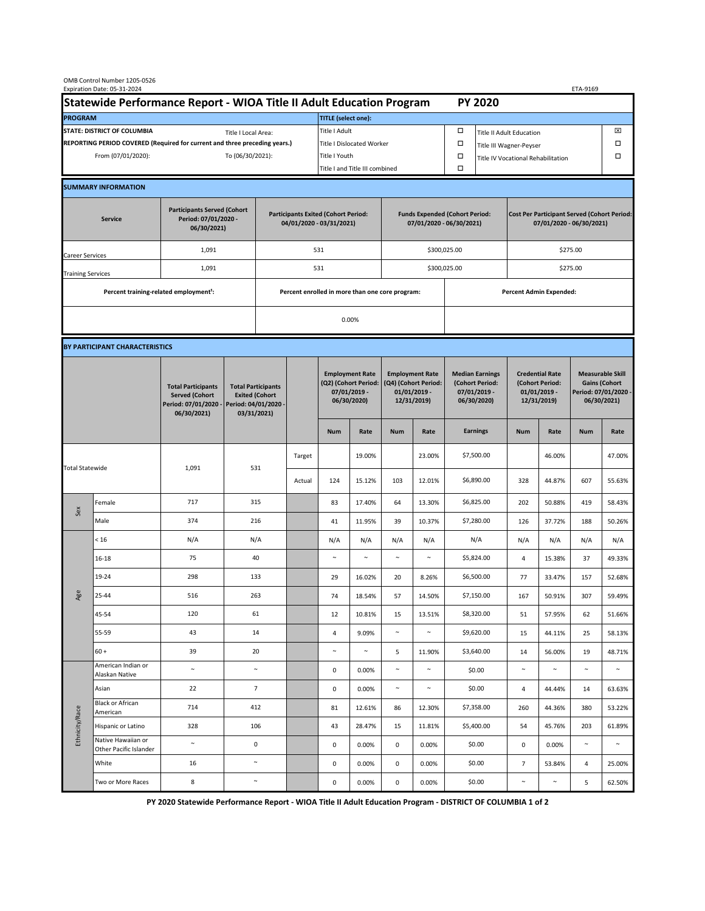OMB Control Number 1205-0526
Expiration Date: 05-31-2024

ETA-9169

# Statewide Performance Report - WIOA Title II Adult Education Program — PY 2020

| PROGRAM | | TITLE (select one): | | | |
|---|---|---|---|---|---|
| STATE: DISTRICT OF COLUMBIA | Title I Local Area: | Title I Adult | ☐ | Title II Adult Education | ☒ |
| REPORTING PERIOD COVERED (Required for current and three preceding years.) | | Title I Dislocated Worker | ☐ | Title III Wagner-Peyser | ☐ |
| From (07/01/2020): | To (06/30/2021): | Title I Youth | ☐ | Title IV Vocational Rehabilitation | ☐ |
| | | Title I and Title III combined | ☐ | | |

## SUMMARY INFORMATION

| Service | Participants Served (Cohort Period: 07/01/2020 - 06/30/2021) | Participants Exited (Cohort Period: 04/01/2020 - 03/31/2021) | Funds Expended (Cohort Period: 07/01/2020 - 06/30/2021) | Cost Per Participant Served (Cohort Period: 07/01/2020 - 06/30/2021) |
|---|---|---|---|---|
| Career Services | 1,091 | 531 | $300,025.00 | $275.00 |
| Training Services | 1,091 | 531 | $300,025.00 | $275.00 |
| Percent training-related employment[1]: | | Percent enrolled in more than one core program: | | Percent Admin Expended: |
| | | 0.00% | | |

## BY PARTICIPANT CHARACTERISTICS

| | | Total Participants Served (Cohort Period: 07/01/2020 - 06/30/2021) | Total Participants Exited (Cohort Period: 04/01/2020 - 03/31/2021) | | Employment Rate (Q2) (Cohort Period: 07/01/2019 - 06/30/2020) Num | Employment Rate (Q2) Rate | Employment Rate (Q4) (Cohort Period: 01/01/2019 - 12/31/2019) Num | Employment Rate (Q4) Rate | Median Earnings (Cohort Period: 07/01/2019 - 06/30/2020) Earnings | Credential Rate (Cohort Period: 01/01/2019 - 12/31/2019) Num | Credential Rate Rate | Measurable Skill Gains (Cohort Period: 07/01/2020 - 06/30/2021) Num | Measurable Skill Gains Rate |
|---|---|---|---|---|---|---|---|---|---|---|---|---|---|
| Total Statewide | | 1,091 | 531 | Target | | 19.00% | | 23.00% | $7,500.00 | | 46.00% | | 47.00% |
| | | | | Actual | 124 | 15.12% | 103 | 12.01% | $6,890.00 | 328 | 44.87% | 607 | 55.63% |
| Sex | Female | 717 | 315 | | 83 | 17.40% | 64 | 13.30% | $6,825.00 | 202 | 50.88% | 419 | 58.43% |
| | Male | 374 | 216 | | 41 | 11.95% | 39 | 10.37% | $7,280.00 | 126 | 37.72% | 188 | 50.26% |
| Age | < 16 | N/A | N/A | | N/A | N/A | N/A | N/A | N/A | N/A | N/A | N/A | N/A |
| | 16-18 | 75 | 40 | | ~ | ~ | ~ | ~ | $5,824.00 | 4 | 15.38% | 37 | 49.33% |
| | 19-24 | 298 | 133 | | 29 | 16.02% | 20 | 8.26% | $6,500.00 | 77 | 33.47% | 157 | 52.68% |
| | 25-44 | 516 | 263 | | 74 | 18.54% | 57 | 14.50% | $7,150.00 | 167 | 50.91% | 307 | 59.49% |
| | 45-54 | 120 | 61 | | 12 | 10.81% | 15 | 13.51% | $8,320.00 | 51 | 57.95% | 62 | 51.66% |
| | 55-59 | 43 | 14 | | 4 | 9.09% | ~ | ~ | $9,620.00 | 15 | 44.11% | 25 | 58.13% |
| | 60 + | 39 | 20 | | ~ | ~ | 5 | 11.90% | $3,640.00 | 14 | 56.00% | 19 | 48.71% |
| Ethnicity/Race | American Indian or Alaskan Native | ~ | ~ | | 0 | 0.00% | ~ | ~ | $0.00 | ~ | ~ | ~ | ~ |
| | Asian | 22 | 7 | | 0 | 0.00% | ~ | ~ | $0.00 | 4 | 44.44% | 14 | 63.63% |
| | Black or African American | 714 | 412 | | 81 | 12.61% | 86 | 12.30% | $7,358.00 | 260 | 44.36% | 380 | 53.22% |
| | Hispanic or Latino | 328 | 106 | | 43 | 28.47% | 15 | 11.81% | $5,400.00 | 54 | 45.76% | 203 | 61.89% |
| | Native Hawaiian or Other Pacific Islander | ~ | 0 | | 0 | 0.00% | 0 | 0.00% | $0.00 | 0 | 0.00% | ~ | ~ |
| | White | 16 | ~ | | 0 | 0.00% | 0 | 0.00% | $0.00 | 7 | 53.84% | 4 | 25.00% |
| | Two or More Races | 8 | ~ | | 0 | 0.00% | 0 | 0.00% | $0.00 | ~ | ~ | 5 | 62.50% |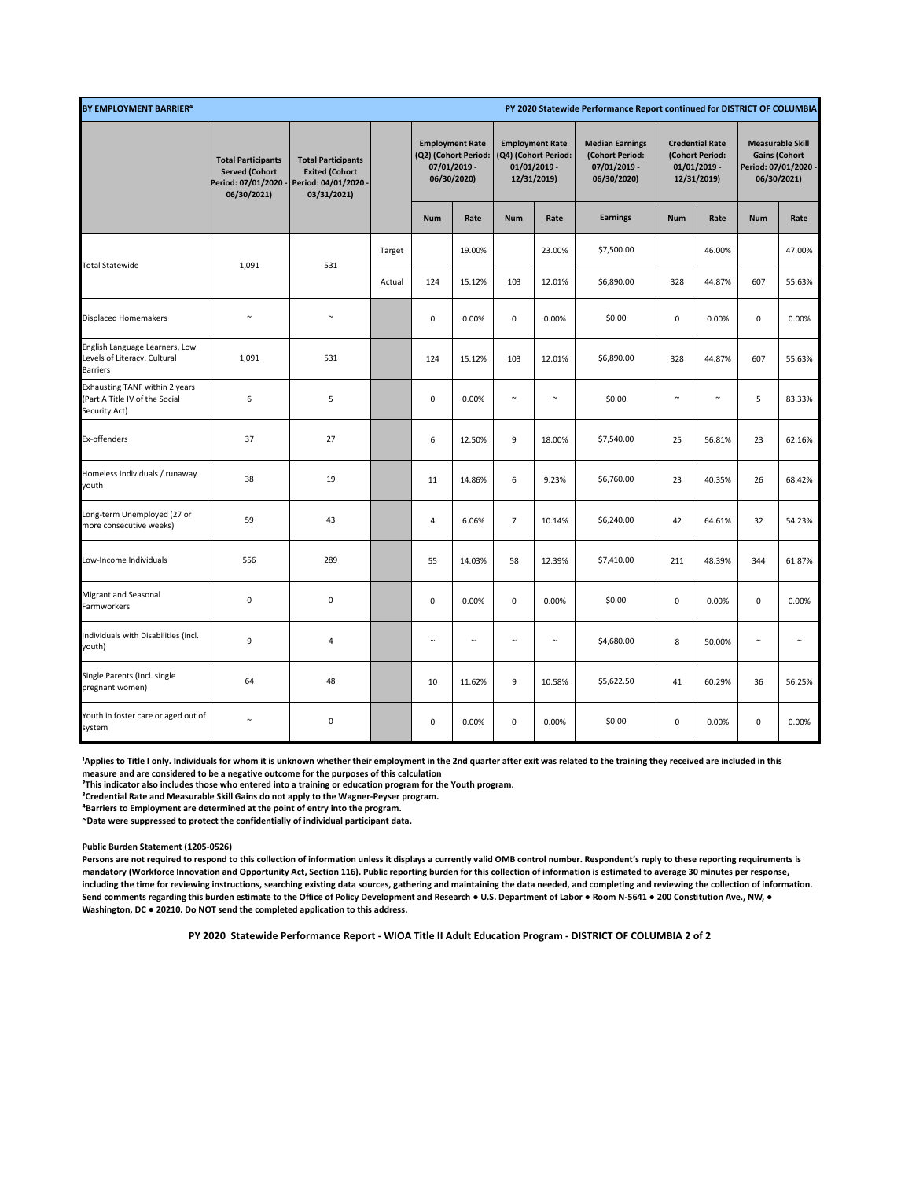| BY EMPLOYMENT BARRIER[4] | | | | PY 2020 Statewide Performance Report continued for DISTRICT OF COLUMBIA | | | | | | | | | |
|---|---|---|---|---|---|---|---|---|---|---|---|---|---|
| | Total Participants Served (Cohort Period: 07/01/2020 - 06/30/2021) | Total Participants Exited (Cohort Period: 04/01/2020 - 03/31/2021) | | Employment Rate (Q2) (Cohort Period: 07/01/2019 - 06/30/2020) | | Employment Rate (Q4) (Cohort Period: 01/01/2019 - 12/31/2019) | | Median Earnings (Cohort Period: 07/01/2019 - 06/30/2020) | Credential Rate (Cohort Period: 01/01/2019 - 12/31/2019) | | Measurable Skill Gains (Cohort Period: 07/01/2020 - 06/30/2021) | |
| | | | | Num | Rate | Num | Rate | Earnings | Num | Rate | Num | Rate |
| Total Statewide | 1,091 | 531 | Target | | 19.00% | | 23.00% | $7,500.00 | | 46.00% | | 47.00% |
| | | | Actual | 124 | 15.12% | 103 | 12.01% | $6,890.00 | 328 | 44.87% | 607 | 55.63% |
| Displaced Homemakers | ~ | ~ | | 0 | 0.00% | 0 | 0.00% | $0.00 | 0 | 0.00% | 0 | 0.00% |
| English Language Learners, Low Levels of Literacy, Cultural Barriers | 1,091 | 531 | | 124 | 15.12% | 103 | 12.01% | $6,890.00 | 328 | 44.87% | 607 | 55.63% |
| Exhausting TANF within 2 years (Part A Title IV of the Social Security Act) | 6 | 5 | | 0 | 0.00% | ~ | ~ | $0.00 | ~ | ~ | 5 | 83.33% |
| Ex-offenders | 37 | 27 | | 6 | 12.50% | 9 | 18.00% | $7,540.00 | 25 | 56.81% | 23 | 62.16% |
| Homeless Individuals / runaway youth | 38 | 19 | | 11 | 14.86% | 6 | 9.23% | $6,760.00 | 23 | 40.35% | 26 | 68.42% |
| Long-term Unemployed (27 or more consecutive weeks) | 59 | 43 | | 4 | 6.06% | 7 | 10.14% | $6,240.00 | 42 | 64.61% | 32 | 54.23% |
| Low-Income Individuals | 556 | 289 | | 55 | 14.03% | 58 | 12.39% | $7,410.00 | 211 | 48.39% | 344 | 61.87% |
| Migrant and Seasonal Farmworkers | 0 | 0 | | 0 | 0.00% | 0 | 0.00% | $0.00 | 0 | 0.00% | 0 | 0.00% |
| Individuals with Disabilities (incl. youth) | 9 | 4 | | ~ | ~ | ~ | ~ | $4,680.00 | 8 | 50.00% | ~ | ~ |
| Single Parents (Incl. single pregnant women) | 64 | 48 | | 10 | 11.62% | 9 | 10.58% | $5,622.50 | 41 | 60.29% | 36 | 56.25% |
| Youth in foster care or aged out of system | ~ | 0 | | 0 | 0.00% | 0 | 0.00% | $0.00 | 0 | 0.00% | 0 | 0.00% |

**[1]Applies to Title I only. Individuals for whom it is unknown whether their employment in the 2nd quarter after exit was related to the training they received are included in this measure and are considered to be a negative outcome for the purposes of this calculation**

**[2]This indicator also includes those who entered into a training or education program for the Youth program.**

**[3]Credential Rate and Measurable Skill Gains do not apply to the Wagner-Peyser program.**

**[4]Barriers to Employment are determined at the point of entry into the program.**

**~Data were suppressed to protect the confidentially of individual participant data.**

**Public Burden Statement (1205-0526)**

**Persons are not required to respond to this collection of information unless it displays a currently valid OMB control number. Respondent's reply to these reporting requirements is mandatory (Workforce Innovation and Opportunity Act, Section 116). Public reporting burden for this collection of information is estimated to average 30 minutes per response, including the time for reviewing instructions, searching existing data sources, gathering and maintaining the data needed, and completing and reviewing the collection of information. Send comments regarding this burden estimate to the Office of Policy Development and Research ● U.S. Department of Labor ● Room N-5641 ● 200 Constitution Ave., NW, ● Washington, DC ● 20210. Do NOT send the completed application to this address.**

**PY 2020 Statewide Performance Report - WIOA Title II Adult Education Program - DISTRICT OF COLUMBIA 2 of 2**